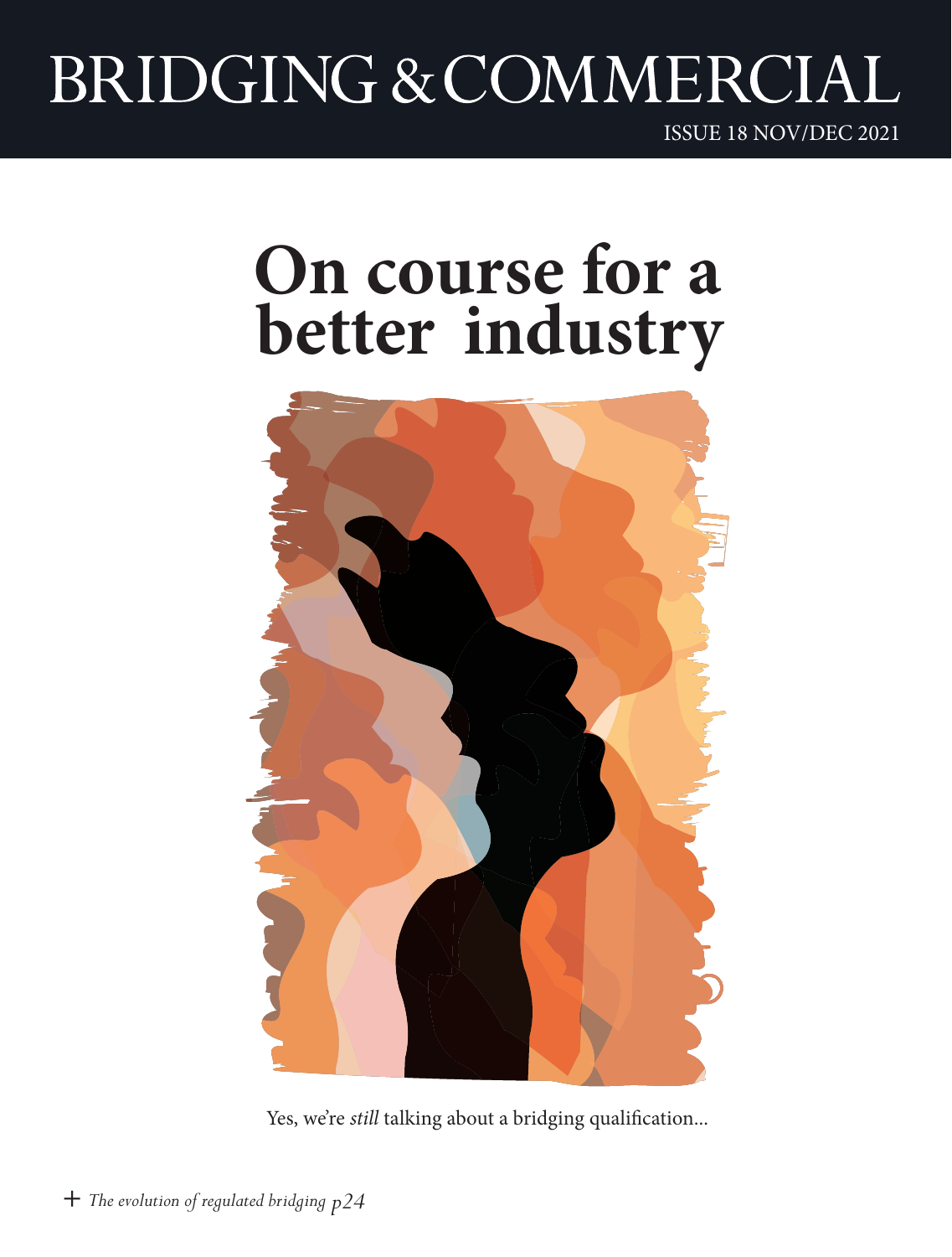# BRIDGING & COMMERCIAL

ISSUE 18 NOV/DEC 2021

## On course for a better industry

Yes, we're *still* talking about a bridging qualification...

+ *The evolution of regulated bridging p24*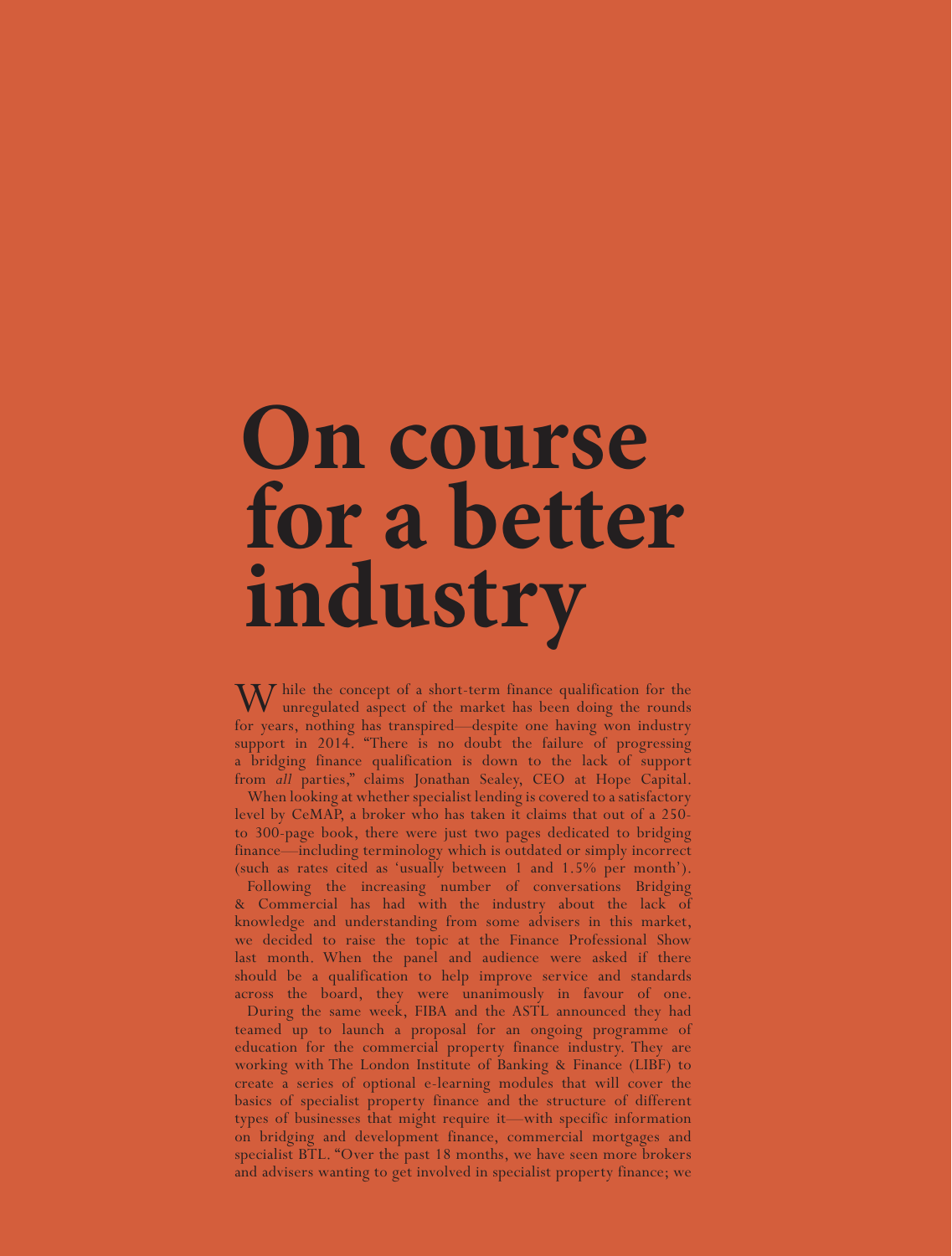# On course for a better industry

While the concept of a short-term finance qualification for the unregulated aspect of the market has been doing the rounds for years, nothing has transpired—despite one having won industry support in 2014. "There is no doubt the failure of progressing a bridging finance qualification is down to the lack of support from *all* parties," claims Jonathan Sealey, CEO at Hope Capital.

When looking at whether specialist lending is covered to a satisfactory level by CeMAP, a broker who has taken it claims that out of a 250- to 300-page book, there were just two pages dedicated to bridging finance—including terminology which is outdated or simply incorrect (such as rates cited as 'usually between 1 and 1.5% per month').

Following the increasing number of conversations Bridging & Commercial has had with the industry about the lack of knowledge and understanding from some advisers in this market, we decided to raise the topic at the Finance Professional Show last month. When the panel and audience were asked if there should be a qualification to help improve service and standards across the board, they were unanimously in favour of one.

During the same week, FIBA and the ASTL announced they had teamed up to launch a proposal for an ongoing programme of education for the commercial property finance industry. They are working with The London Institute of Banking & Finance (LIBF) to create a series of optional e-learning modules that will cover the basics of specialist property finance and the structure of different types of businesses that might require it—with specific information on bridging and development finance, commercial mortgages and specialist BTL. "Over the past 18 months, we have seen more brokers and advisers wanting to get involved in specialist property finance; we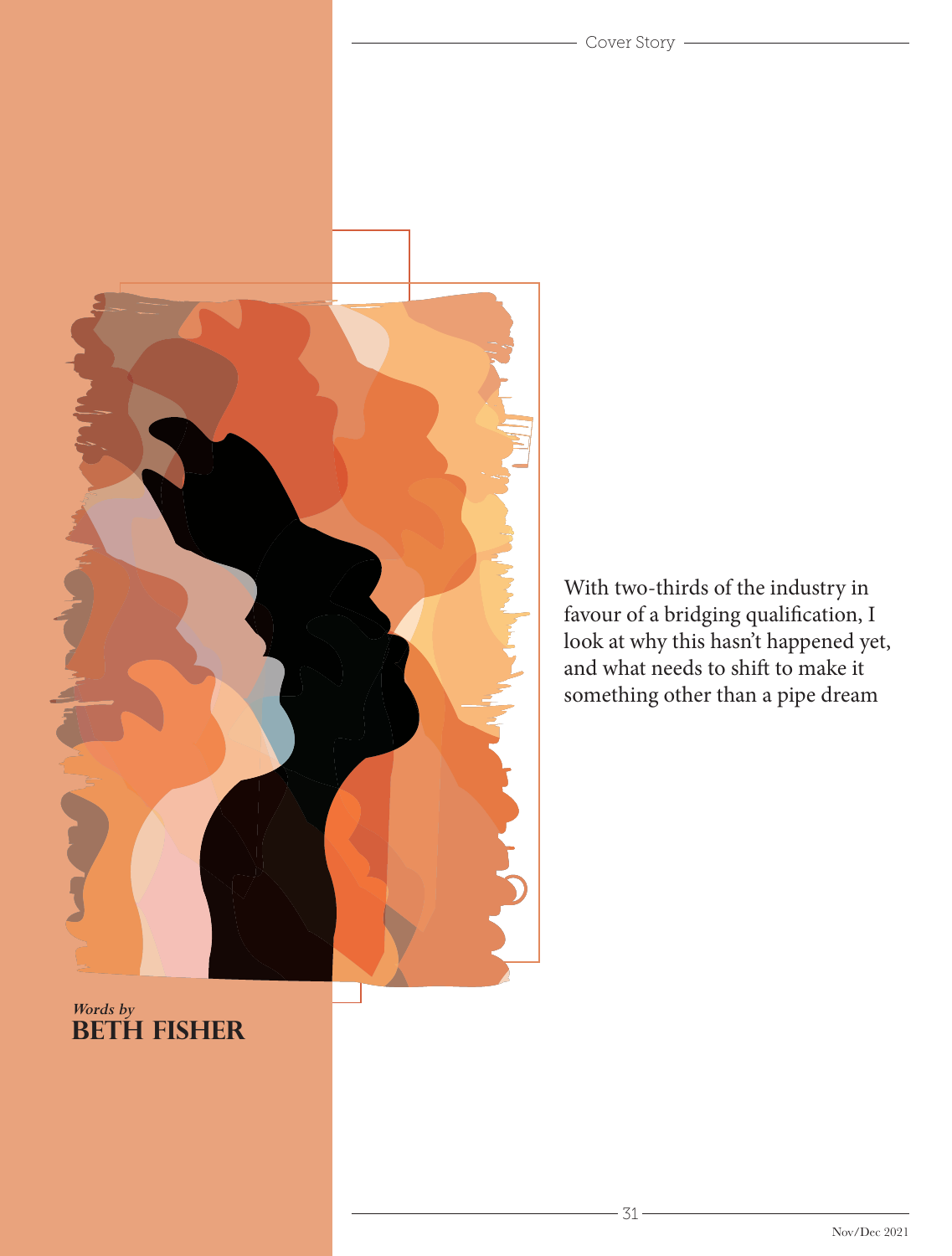With two-thirds of the industry in favour of a bridging qualification, I look at why this hasn't happened yet, and what needs to shift to make it something other than a pipe dream

*Words by*
**BETH FISHER**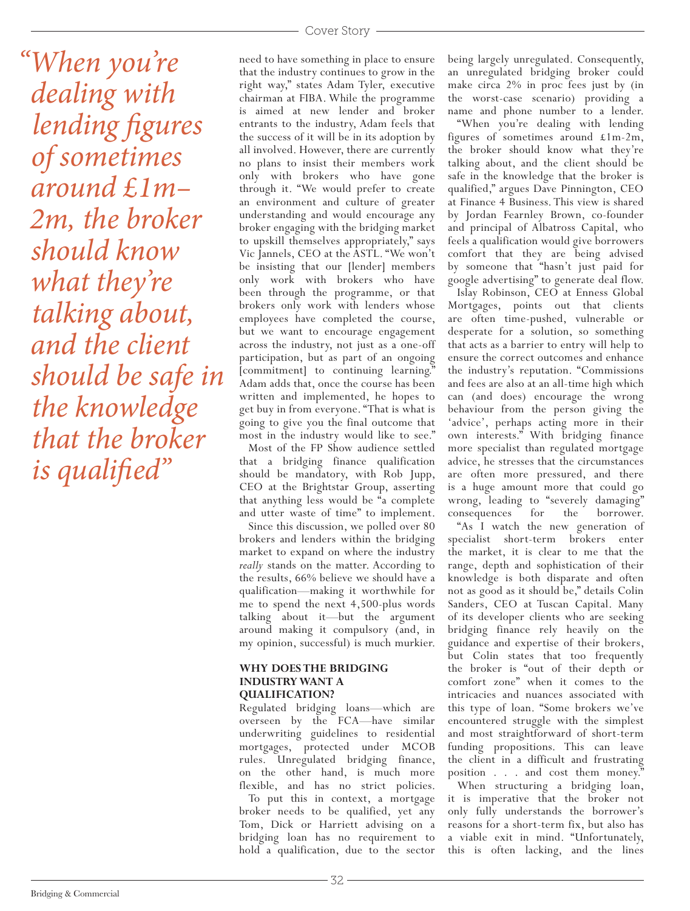*"When you're dealing with lending figures of sometimes around £1m–2m, the broker should know what they're talking about, and the client should be safe in the knowledge that the broker is qualified"*

need to have something in place to ensure that the industry continues to grow in the right way," states Adam Tyler, executive chairman at FIBA. While the programme is aimed at new lender and broker entrants to the industry, Adam feels that the success of it will be in its adoption by all involved. However, there are currently no plans to insist their members work only with brokers who have gone through it. "We would prefer to create an environment and culture of greater understanding and would encourage any broker engaging with the bridging market to upskill themselves appropriately," says Vic Jannels, CEO at the ASTL. "We won't be insisting that our [lender] members only work with brokers who have been through the programme, or that brokers only work with lenders whose employees have completed the course, but we want to encourage engagement across the industry, not just as a one-off participation, but as part of an ongoing [commitment] to continuing learning." Adam adds that, once the course has been written and implemented, he hopes to get buy in from everyone. "That is what is going to give you the final outcome that most in the industry would like to see."

Most of the FP Show audience settled that a bridging finance qualification should be mandatory, with Rob Jupp, CEO at the Brightstar Group, asserting that anything less would be "a complete and utter waste of time" to implement.

Since this discussion, we polled over 80 brokers and lenders within the bridging market to expand on where the industry *really* stands on the matter. According to the results, 66% believe we should have a qualification—making it worthwhile for me to spend the next 4,500-plus words talking about it—but the argument around making it compulsory (and, in my opinion, successful) is much murkier.

**WHY DOES THE BRIDGING INDUSTRY WANT A QUALIFICATION?**

Regulated bridging loans—which are overseen by the FCA—have similar underwriting guidelines to residential mortgages, protected under MCOB rules. Unregulated bridging finance, on the other hand, is much more flexible, and has no strict policies.

To put this in context, a mortgage broker needs to be qualified, yet any Tom, Dick or Harriett advising on a bridging loan has no requirement to hold a qualification, due to the sector being largely unregulated. Consequently, an unregulated bridging broker could make circa 2% in proc fees just by (in the worst-case scenario) providing a name and phone number to a lender.

"When you're dealing with lending figures of sometimes around £1m-2m, the broker should know what they're talking about, and the client should be safe in the knowledge that the broker is qualified," argues Dave Pinnington, CEO at Finance 4 Business. This view is shared by Jordan Fearnley Brown, co-founder and principal of Albatross Capital, who feels a qualification would give borrowers comfort that they are being advised by someone that "hasn't just paid for google advertising" to generate deal flow.

Islay Robinson, CEO at Enness Global Mortgages, points out that clients are often time-pushed, vulnerable or desperate for a solution, so something that acts as a barrier to entry will help to ensure the correct outcomes and enhance the industry's reputation. "Commissions and fees are also at an all-time high which can (and does) encourage the wrong behaviour from the person giving the 'advice', perhaps acting more in their own interests." With bridging finance more specialist than regulated mortgage advice, he stresses that the circumstances are often more pressured, and there is a huge amount more that could go wrong, leading to "severely damaging" consequences for the borrower.

"As I watch the new generation of specialist short-term brokers enter the market, it is clear to me that the range, depth and sophistication of their knowledge is both disparate and often not as good as it should be," details Colin Sanders, CEO at Tuscan Capital. Many of its developer clients who are seeking bridging finance rely heavily on the guidance and expertise of their brokers, but Colin states that too frequently the broker is "out of their depth or comfort zone" when it comes to the intricacies and nuances associated with this type of loan. "Some brokers we've encountered struggle with the simplest and most straightforward of short-term funding propositions. This can leave the client in a difficult and frustrating position . . . and cost them money."

When structuring a bridging loan, it is imperative that the broker not only fully understands the borrower's reasons for a short-term fix, but also has a viable exit in mind. "Unfortunately, this is often lacking, and the lines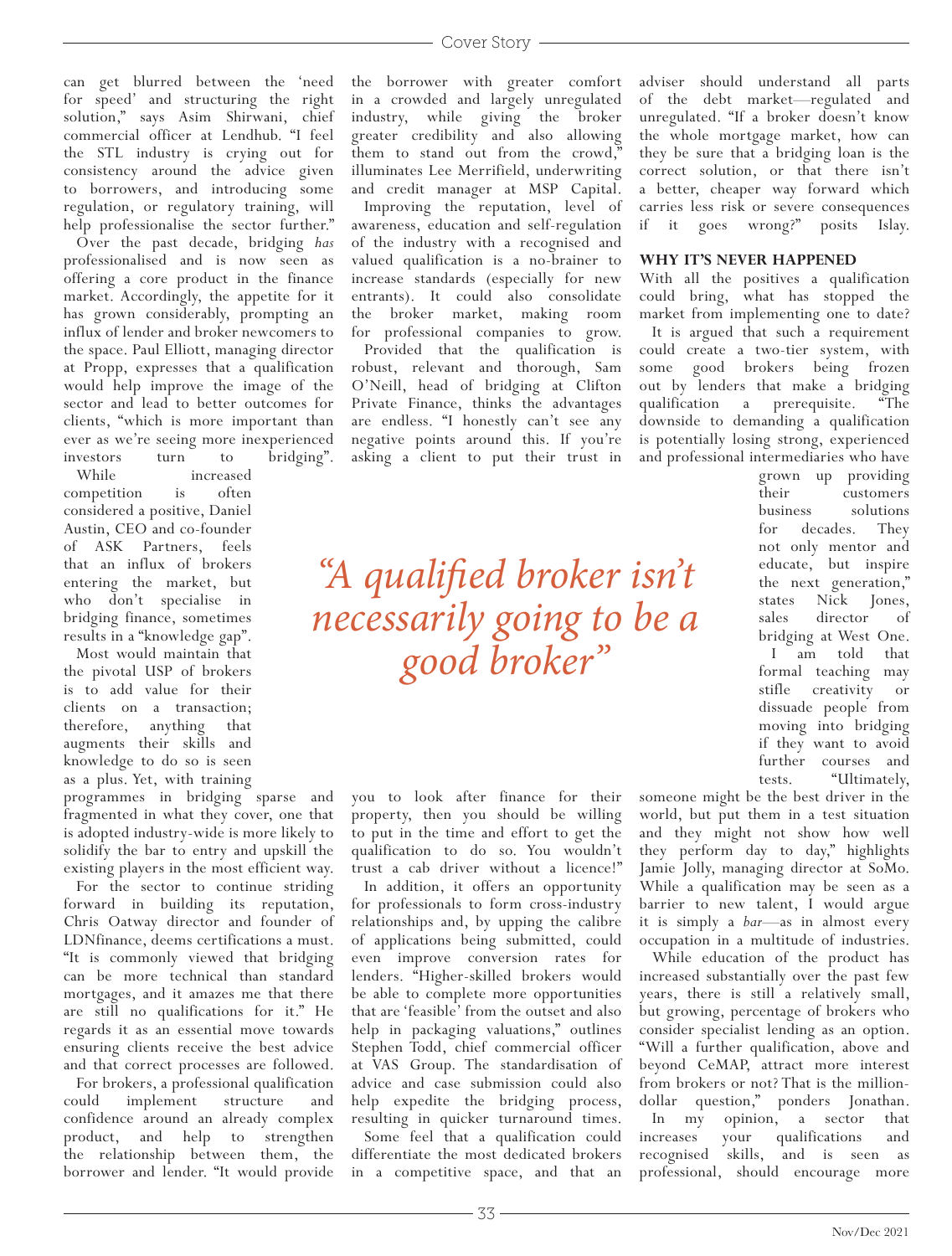can get blurred between the 'need for speed' and structuring the right solution," says Asim Shirwani, chief commercial officer at Lendhub. "I feel the STL industry is crying out for consistency around the advice given to borrowers, and introducing some regulation, or regulatory training, will help professionalise the sector further."

Over the past decade, bridging *has* professionalised and is now seen as offering a core product in the finance market. Accordingly, the appetite for it has grown considerably, prompting an influx of lender and broker newcomers to the space. Paul Elliott, managing director at Propp, expresses that a qualification would help improve the image of the sector and lead to better outcomes for clients, "which is more important than ever as we're seeing more inexperienced investors turn to bridging".

While increased competition is often considered a positive, Daniel Austin, CEO and co-founder of ASK Partners, feels that an influx of brokers entering the market, but who don't specialise in bridging finance, sometimes results in a "knowledge gap".

Most would maintain that the pivotal USP of brokers is to add value for their clients on a transaction; therefore, anything that augments their skills and knowledge to do so is seen as a plus. Yet, with training programmes in bridging sparse and fragmented in what they cover, one that is adopted industry-wide is more likely to solidify the bar to entry and upskill the existing players in the most efficient way.

For the sector to continue striding forward in building its reputation, Chris Oatway director and founder of LDNfinance, deems certifications a must. "It is commonly viewed that bridging can be more technical than standard mortgages, and it amazes me that there are still no qualifications for it." He regards it as an essential move towards ensuring clients receive the best advice and that correct processes are followed.

For brokers, a professional qualification could implement structure and confidence around an already complex product, and help to strengthen the relationship between them, the borrower and lender. "It would provide the borrower with greater comfort in a crowded and largely unregulated industry, while giving the broker greater credibility and also allowing them to stand out from the crowd," illuminates Lee Merrifield, underwriting and credit manager at MSP Capital.

Improving the reputation, level of awareness, education and self-regulation of the industry with a recognised and valued qualification is a no-brainer to increase standards (especially for new entrants). It could also consolidate the broker market, making room for professional companies to grow.

Provided that the qualification is robust, relevant and thorough, Sam O'Neill, head of bridging at Clifton Private Finance, thinks the advantages are endless. "I honestly can't see any negative points around this. If you're asking a client to put their trust in you to look after finance for their property, then you should be willing to put in the time and effort to get the qualification to do so. You wouldn't trust a cab driver without a licence!"

In addition, it offers an opportunity for professionals to form cross-industry relationships and, by upping the calibre of applications being submitted, could even improve conversion rates for lenders. "Higher-skilled brokers would be able to complete more opportunities that are 'feasible' from the outset and also help in packaging valuations," outlines Stephen Todd, chief commercial officer at VAS Group. The standardisation of advice and case submission could also help expedite the bridging process, resulting in quicker turnaround times.

Some feel that a qualification could differentiate the most dedicated brokers in a competitive space, and that an adviser should understand all parts of the debt market—regulated and unregulated. "If a broker doesn't know the whole mortgage market, how can they be sure that a bridging loan is the correct solution, or that there isn't a better, cheaper way forward which carries less risk or severe consequences if it goes wrong?" posits Islay.

*"A qualified broker isn't necessarily going to be a good broker"*

### WHY IT'S NEVER HAPPENED

With all the positives a qualification could bring, what has stopped the market from implementing one to date?

It is argued that such a requirement could create a two-tier system, with some good brokers being frozen out by lenders that make a bridging qualification a prerequisite. "The downside to demanding a qualification is potentially losing strong, experienced and professional intermediaries who have grown up providing their customers business solutions for decades. They not only mentor and educate, but inspire the next generation," states Nick Jones, sales director of bridging at West One.

I am told that formal teaching may stifle creativity or dissuade people from moving into bridging if they want to avoid further courses and tests. "Ultimately, someone might be the best driver in the world, but put them in a test situation and they might not show how well they perform day to day," highlights Jamie Jolly, managing director at SoMo. While a qualification may be seen as a barrier to new talent, I would argue it is simply a *bar*—as in almost every occupation in a multitude of industries.

While education of the product has increased substantially over the past few years, there is still a relatively small, but growing, percentage of brokers who consider specialist lending as an option. "Will a further qualification, above and beyond CeMAP, attract more interest from brokers or not? That is the million-dollar question," ponders Jonathan.

In my opinion, a sector that increases your qualifications and recognised skills, and is seen as professional, should encourage more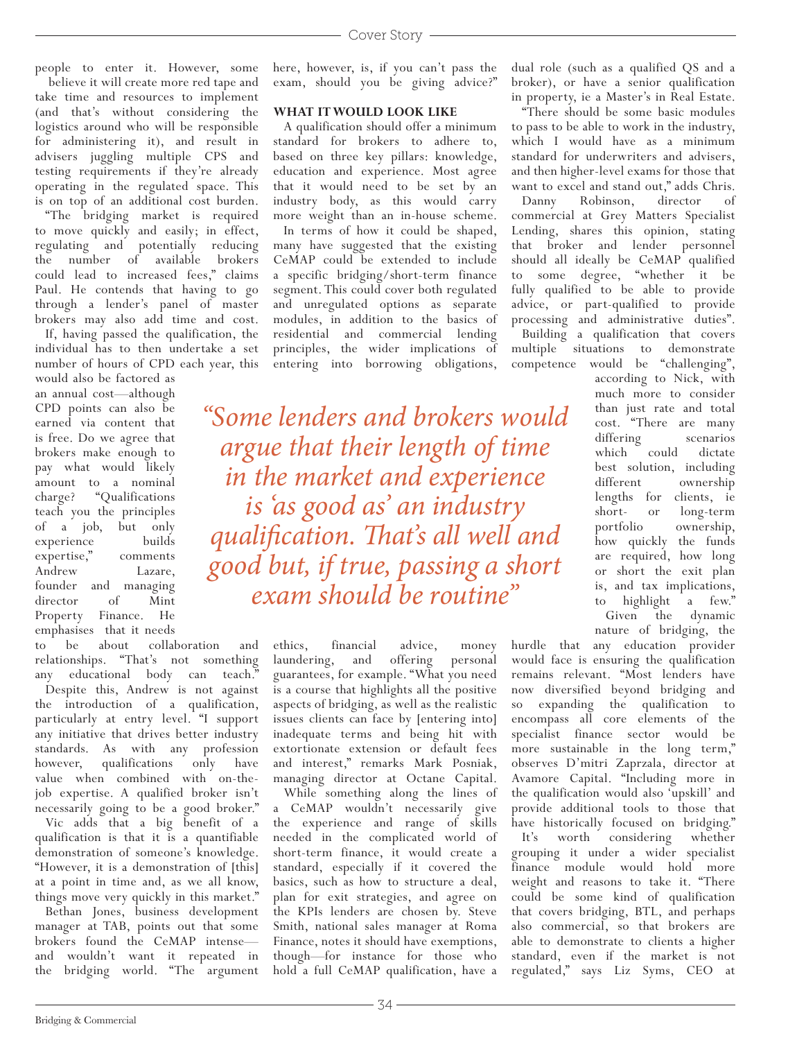people to enter it. However, some believe it will create more red tape and take time and resources to implement (and that's without considering the logistics around who will be responsible for administering it), and result in advisers juggling multiple CPS and testing requirements if they're already operating in the regulated space. This is on top of an additional cost burden.

"The bridging market is required to move quickly and easily; in effect, regulating and potentially reducing the number of available brokers could lead to increased fees," claims Paul. He contends that having to go through a lender's panel of master brokers may also add time and cost.

If, having passed the qualification, the individual has to then undertake a set number of hours of CPD each year, this would also be factored as an annual cost—although CPD points can also be earned via content that is free. Do we agree that brokers make enough to pay what would likely amount to a nominal charge? "Qualifications teach you the principles of a job, but only experience builds expertise," comments Andrew Lazare, founder and managing director of Mint Property Finance. He emphasises that it needs to be about collaboration and relationships. "That's not something any educational body can teach."

Despite this, Andrew is not against the introduction of a qualification, particularly at entry level. "I support any initiative that drives better industry standards. As with any profession however, qualifications only have value when combined with on-the-job expertise. A qualified broker isn't necessarily going to be a good broker."

Vic adds that a big benefit of a qualification is that it is a quantifiable demonstration of someone's knowledge. "However, it is a demonstration of [this] at a point in time and, as we all know, things move very quickly in this market."

Bethan Jones, business development manager at TAB, points out that some brokers found the CeMAP intense—and wouldn't want it repeated in the bridging world. "The argument here, however, is, if you can't pass the exam, should you be giving advice?"

> *"Some lenders and brokers would argue that their length of time in the market and experience is 'as good as' an industry qualification. That's all well and good but, if true, passing a short exam should be routine"*

**WHAT IT WOULD LOOK LIKE**

A qualification should offer a minimum standard for brokers to adhere to, based on three key pillars: knowledge, education and experience. Most agree that it would need to be set by an industry body, as this would carry more weight than an in-house scheme.

In terms of how it could be shaped, many have suggested that the existing CeMAP could be extended to include a specific bridging/short-term finance segment. This could cover both regulated and unregulated options as separate modules, in addition to the basics of residential and commercial lending principles, the wider implications of entering into borrowing obligations, ethics, financial advice, money laundering, and offering personal guarantees, for example. "What you need is a course that highlights all the positive aspects of bridging, as well as the realistic issues clients can face by [entering into] inadequate terms and being hit with extortionate extension or default fees and interest," remarks Mark Posniak, managing director at Octane Capital.

While something along the lines of a CeMAP wouldn't necessarily give the experience and range of skills needed in the complicated world of short-term finance, it would create a standard, especially if it covered the basics, such as how to structure a deal, plan for exit strategies, and agree on the KPIs lenders are chosen by. Steve Smith, national sales manager at Roma Finance, notes it should have exemptions, though—for instance for those who hold a full CeMAP qualification, have a dual role (such as a qualified QS and a broker), or have a senior qualification in property, ie a Master's in Real Estate.

"There should be some basic modules to pass to be able to work in the industry, which I would have as a minimum standard for underwriters and advisers, and then higher-level exams for those that want to excel and stand out," adds Chris.

Danny Robinson, director of commercial at Grey Matters Specialist Lending, shares this opinion, stating that broker and lender personnel should all ideally be CeMAP qualified to some degree, "whether it be fully qualified to be able to provide advice, or part-qualified to provide processing and administrative duties".

Building a qualification that covers multiple situations to demonstrate competence would be "challenging", according to Nick, with much more to consider than just rate and total cost. "There are many differing scenarios which could dictate best solution, including different ownership lengths for clients, ie short- or long-term portfolio ownership, how quickly the funds are required, how long or short the exit plan is, and tax implications, to highlight a few."

Given the dynamic nature of bridging, the hurdle that any education provider would face is ensuring the qualification remains relevant. "Most lenders have now diversified beyond bridging and so expanding the qualification to encompass all core elements of the specialist finance sector would be more sustainable in the long term," observes D'mitri Zaprzala, director at Avamore Capital. "Including more in the qualification would also 'upskill' and provide additional tools to those that have historically focused on bridging."

It's worth considering whether grouping it under a wider specialist finance module would hold more weight and reasons to take it. "There could be some kind of qualification that covers bridging, BTL, and perhaps also commercial, so that brokers are able to demonstrate to clients a higher standard, even if the market is not regulated," says Liz Syms, CEO at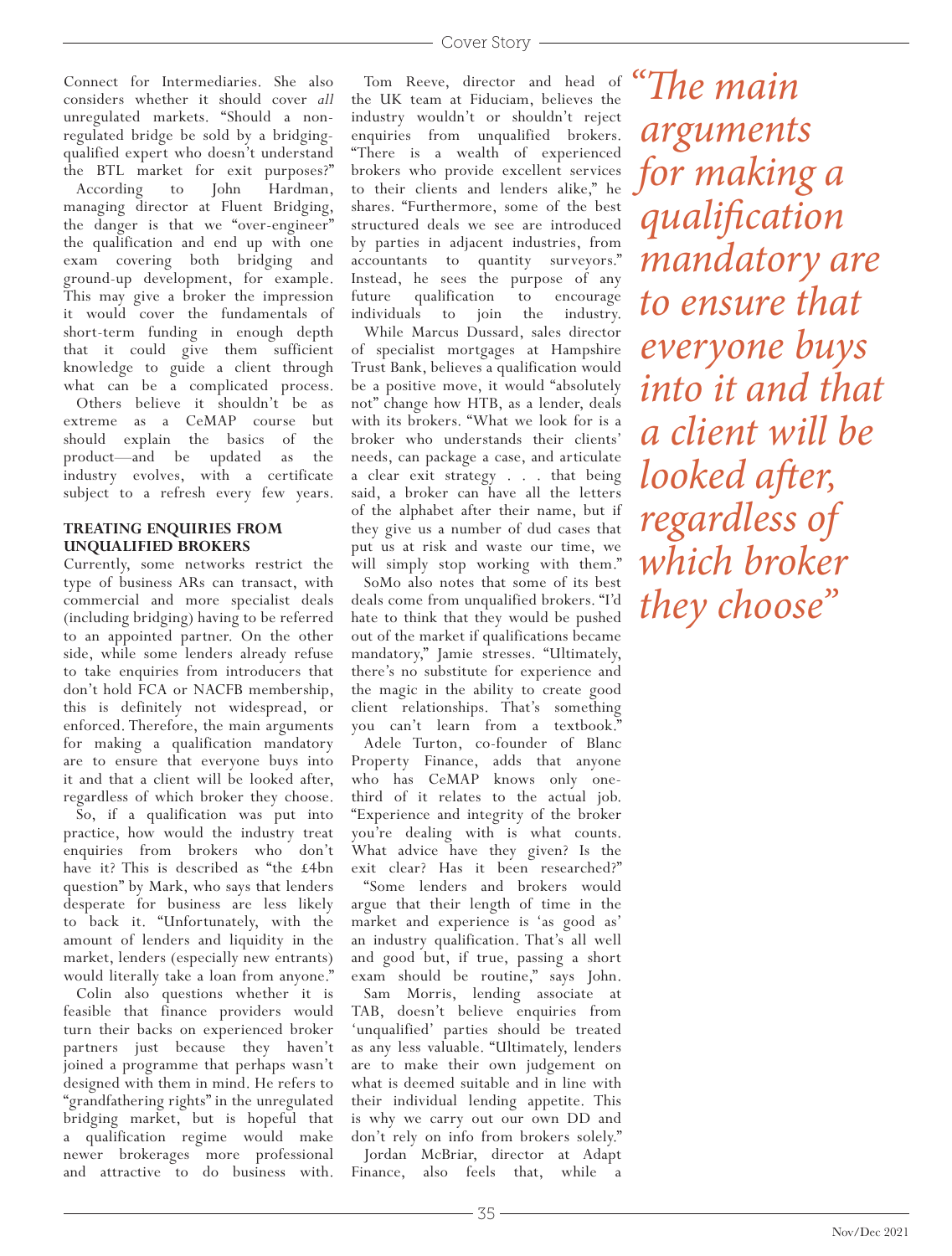Connect for Intermediaries. She also considers whether it should cover *all* unregulated markets. "Should a non-regulated bridge be sold by a bridging-qualified expert who doesn't understand the BTL market for exit purposes?"

According to John Hardman, managing director at Fluent Bridging, the danger is that we "over-engineer" the qualification and end up with one exam covering both bridging and ground-up development, for example. This may give a broker the impression it would cover the fundamentals of short-term funding in enough depth that it could give them sufficient knowledge to guide a client through what can be a complicated process.

Others believe it shouldn't be as extreme as a CeMAP course but should explain the basics of the product—and be updated as the industry evolves, with a certificate subject to a refresh every few years.

### TREATING ENQUIRIES FROM UNQUALIFIED BROKERS

Currently, some networks restrict the type of business ARs can transact, with commercial and more specialist deals (including bridging) having to be referred to an appointed partner. On the other side, while some lenders already refuse to take enquiries from introducers that don't hold FCA or NACFB membership, this is definitely not widespread, or enforced. Therefore, the main arguments for making a qualification mandatory are to ensure that everyone buys into it and that a client will be looked after, regardless of which broker they choose.

So, if a qualification was put into practice, how would the industry treat enquiries from brokers who don't have it? This is described as "the £4bn question" by Mark, who says that lenders desperate for business are less likely to back it. "Unfortunately, with the amount of lenders and liquidity in the market, lenders (especially new entrants) would literally take a loan from anyone."

Colin also questions whether it is feasible that finance providers would turn their backs on experienced broker partners just because they haven't joined a programme that perhaps wasn't designed with them in mind. He refers to "grandfathering rights" in the unregulated bridging market, but is hopeful that a qualification regime would make newer brokerages more professional and attractive to do business with.

Tom Reeve, director and head of the UK team at Fiduciam, believes the industry wouldn't or shouldn't reject enquiries from unqualified brokers. "There is a wealth of experienced brokers who provide excellent services to their clients and lenders alike," he shares. "Furthermore, some of the best structured deals we see are introduced by parties in adjacent industries, from accountants to quantity surveyors." Instead, he sees the purpose of any future qualification to encourage individuals to join the industry.

While Marcus Dussard, sales director of specialist mortgages at Hampshire Trust Bank, believes a qualification would be a positive move, it would "absolutely not" change how HTB, as a lender, deals with its brokers. "What we look for is a broker who understands their clients' needs, can package a case, and articulate a clear exit strategy . . . that being said, a broker can have all the letters of the alphabet after their name, but if they give us a number of dud cases that put us at risk and waste our time, we will simply stop working with them."

SoMo also notes that some of its best deals come from unqualified brokers. "I'd hate to think that they would be pushed out of the market if qualifications became mandatory," Jamie stresses. "Ultimately, there's no substitute for experience and the magic in the ability to create good client relationships. That's something you can't learn from a textbook."

Adele Turton, co-founder of Blanc Property Finance, adds that anyone who has CeMAP knows only one-third of it relates to the actual job. "Experience and integrity of the broker you're dealing with is what counts. What advice have they given? Is the exit clear? Has it been researched?"

"Some lenders and brokers would argue that their length of time in the market and experience is 'as good as' an industry qualification. That's all well and good but, if true, passing a short exam should be routine," says John.

Sam Morris, lending associate at TAB, doesn't believe enquiries from 'unqualified' parties should be treated as any less valuable. "Ultimately, lenders are to make their own judgement on what is deemed suitable and in line with their individual lending appetite. This is why we carry out our own DD and don't rely on info from brokers solely."

Jordan McBriar, director at Adapt Finance, also feels that, while a

*"The main arguments for making a qualification mandatory are to ensure that everyone buys into it and that a client will be looked after, regardless of which broker they choose"*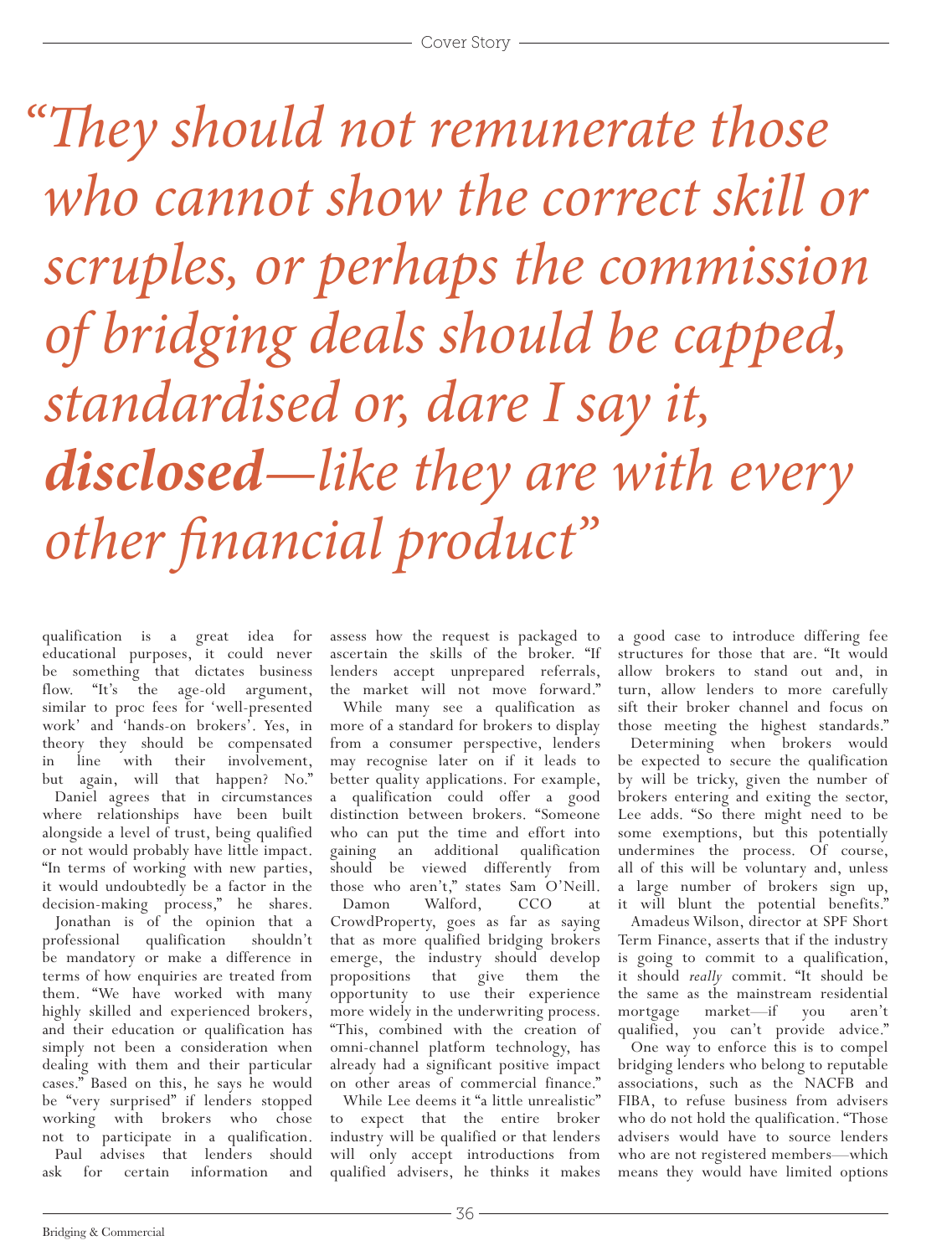*"They should not remunerate those who cannot show the correct skill or scruples, or perhaps the commission of bridging deals should be capped, standardised or, dare I say it, **disclosed**—like they are with every other financial product"*

qualification is a great idea for educational purposes, it could never be something that dictates business flow. "It's the age-old argument, similar to proc fees for 'well-presented work' and 'hands-on brokers'. Yes, in theory they should be compensated in line with their involvement, but again, will that happen? No."

Daniel agrees that in circumstances where relationships have been built alongside a level of trust, being qualified or not would probably have little impact. "In terms of working with new parties, it would undoubtedly be a factor in the decision-making process," he shares.

Jonathan is of the opinion that a professional qualification shouldn't be mandatory or make a difference in terms of how enquiries are treated from them. "We have worked with many highly skilled and experienced brokers, and their education or qualification has simply not been a consideration when dealing with them and their particular cases." Based on this, he says he would be "very surprised" if lenders stopped working with brokers who chose not to participate in a qualification.

Paul advises that lenders should ask for certain information and assess how the request is packaged to ascertain the skills of the broker. "If lenders accept unprepared referrals, the market will not move forward."

While many see a qualification as more of a standard for brokers to display from a consumer perspective, lenders may recognise later on if it leads to better quality applications. For example, a qualification could offer a good distinction between brokers. "Someone who can put the time and effort into gaining an additional qualification should be viewed differently from those who aren't," states Sam O'Neill.

Damon Walford, CCO at CrowdProperty, goes as far as saying that as more qualified bridging brokers emerge, the industry should develop propositions that give them the opportunity to use their experience more widely in the underwriting process. "This, combined with the creation of omni-channel platform technology, has already had a significant positive impact on other areas of commercial finance."

While Lee deems it "a little unrealistic" to expect that the entire broker industry will be qualified or that lenders will only accept introductions from qualified advisers, he thinks it makes a good case to introduce differing fee structures for those that are. "It would allow brokers to stand out and, in turn, allow lenders to more carefully sift their broker channel and focus on those meeting the highest standards."

Determining when brokers would be expected to secure the qualification by will be tricky, given the number of brokers entering and exiting the sector, Lee adds. "So there might need to be some exemptions, but this potentially undermines the process. Of course, all of this will be voluntary and, unless a large number of brokers sign up, it will blunt the potential benefits."

Amadeus Wilson, director at SPF Short Term Finance, asserts that if the industry is going to commit to a qualification, it should *really* commit. "It should be the same as the mainstream residential mortgage market—if you aren't qualified, you can't provide advice."

One way to enforce this is to compel bridging lenders who belong to reputable associations, such as the NACFB and FIBA, to refuse business from advisers who do not hold the qualification. "Those advisers would have to source lenders who are not registered members—which means they would have limited options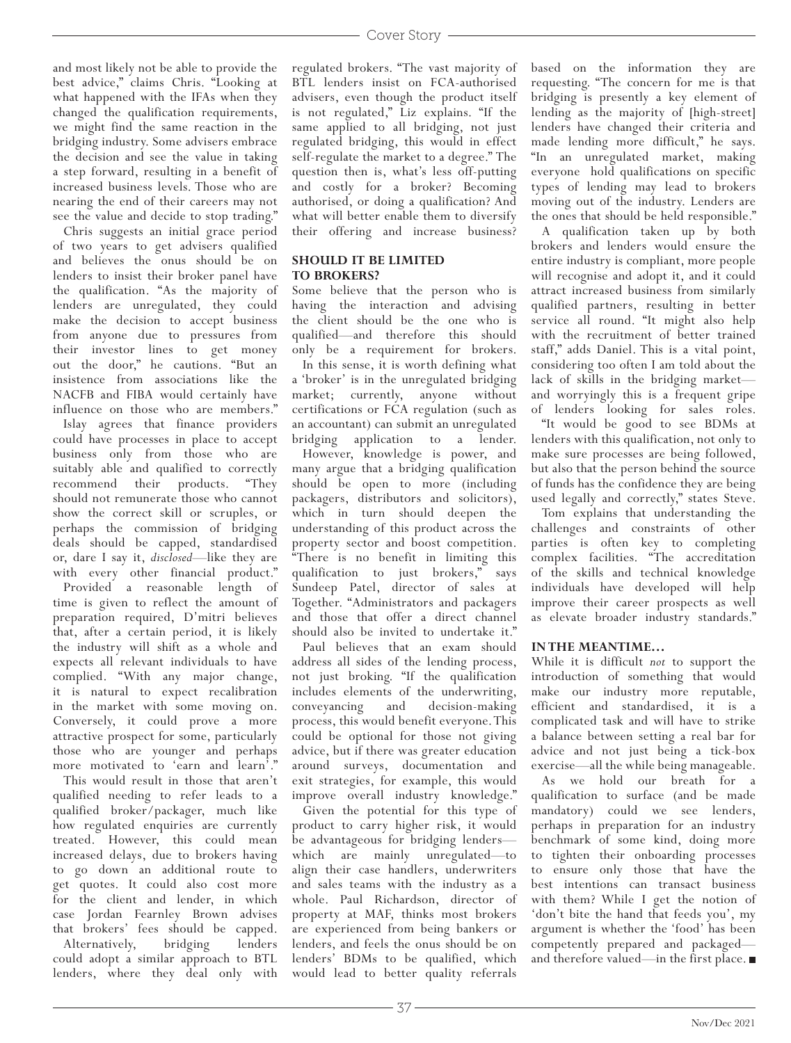and most likely not be able to provide the best advice," claims Chris. "Looking at what happened with the IFAs when they changed the qualification requirements, we might find the same reaction in the bridging industry. Some advisers embrace the decision and see the value in taking a step forward, resulting in a benefit of increased business levels. Those who are nearing the end of their careers may not see the value and decide to stop trading."

Chris suggests an initial grace period of two years to get advisers qualified and believes the onus should be on lenders to insist their broker panel have the qualification. "As the majority of lenders are unregulated, they could make the decision to accept business from anyone due to pressures from their investor lines to get money out the door," he cautions. "But an insistence from associations like the NACFB and FIBA would certainly have influence on those who are members."

Islay agrees that finance providers could have processes in place to accept business only from those who are suitably able and qualified to correctly recommend their products. "They should not remunerate those who cannot show the correct skill or scruples, or perhaps the commission of bridging deals should be capped, standardised or, dare I say it, *disclosed*—like they are with every other financial product."

Provided a reasonable length of time is given to reflect the amount of preparation required, D'mitri believes that, after a certain period, it is likely the industry will shift as a whole and expects all relevant individuals to have complied. "With any major change, it is natural to expect recalibration in the market with some moving on. Conversely, it could prove a more attractive prospect for some, particularly those who are younger and perhaps more motivated to 'earn and learn'."

This would result in those that aren't qualified needing to refer leads to a qualified broker/packager, much like how regulated enquiries are currently treated. However, this could mean increased delays, due to brokers having to go down an additional route to get quotes. It could also cost more for the client and lender, in which case Jordan Fearnley Brown advises that brokers' fees should be capped.

Alternatively, bridging lenders could adopt a similar approach to BTL lenders, where they deal only with regulated brokers. "The vast majority of BTL lenders insist on FCA-authorised advisers, even though the product itself is not regulated," Liz explains. "If the same applied to all bridging, not just regulated bridging, this would in effect self-regulate the market to a degree." The question then is, what's less off-putting and costly for a broker? Becoming authorised, or doing a qualification? And what will better enable them to diversify their offering and increase business?

## SHOULD IT BE LIMITED TO BROKERS?

Some believe that the person who is having the interaction and advising the client should be the one who is qualified—and therefore this should only be a requirement for brokers.

In this sense, it is worth defining what a 'broker' is in the unregulated bridging market; currently, anyone without certifications or FCA regulation (such as an accountant) can submit an unregulated bridging application to a lender.

However, knowledge is power, and many argue that a bridging qualification should be open to more (including packagers, distributors and solicitors), which in turn should deepen the understanding of this product across the property sector and boost competition. "There is no benefit in limiting this qualification to just brokers," says Sundeep Patel, director of sales at Together. "Administrators and packagers and those that offer a direct channel should also be invited to undertake it."

Paul believes that an exam should address all sides of the lending process, not just broking. "If the qualification includes elements of the underwriting, conveyancing and decision-making process, this would benefit everyone. This could be optional for those not giving advice, but if there was greater education around surveys, documentation and exit strategies, for example, this would improve overall industry knowledge."

Given the potential for this type of product to carry higher risk, it would be advantageous for bridging lenders—which are mainly unregulated—to align their case handlers, underwriters and sales teams with the industry as a whole. Paul Richardson, director of property at MAF, thinks most brokers are experienced from being bankers or lenders, and feels the onus should be on lenders' BDMs to be qualified, which would lead to better quality referrals based on the information they are requesting. "The concern for me is that bridging is presently a key element of lending as the majority of [high-street] lenders have changed their criteria and made lending more difficult," he says. "In an unregulated market, making everyone hold qualifications on specific types of lending may lead to brokers moving out of the industry. Lenders are the ones that should be held responsible."

A qualification taken up by both brokers and lenders would ensure the entire industry is compliant, more people will recognise and adopt it, and it could attract increased business from similarly qualified partners, resulting in better service all round. "It might also help with the recruitment of better trained staff," adds Daniel. This is a vital point, considering too often I am told about the lack of skills in the bridging market—and worryingly this is a frequent gripe of lenders looking for sales roles.

"It would be good to see BDMs at lenders with this qualification, not only to make sure processes are being followed, but also that the person behind the source of funds has the confidence they are being used legally and correctly," states Steve.

Tom explains that understanding the challenges and constraints of other parties is often key to completing complex facilities. "The accreditation of the skills and technical knowledge individuals have developed will help improve their career prospects as well as elevate broader industry standards."

## IN THE MEANTIME…

While it is difficult *not* to support the introduction of something that would make our industry more reputable, efficient and standardised, it is a complicated task and will have to strike a balance between setting a real bar for advice and not just being a tick-box exercise—all the while being manageable.

As we hold our breath for a qualification to surface (and be made mandatory) could we see lenders, perhaps in preparation for an industry benchmark of some kind, doing more to tighten their onboarding processes to ensure only those that have the best intentions can transact business with them? While I get the notion of 'don't bite the hand that feeds you', my argument is whether the 'food' has been competently prepared and packaged—and therefore valued—in the first place. ■